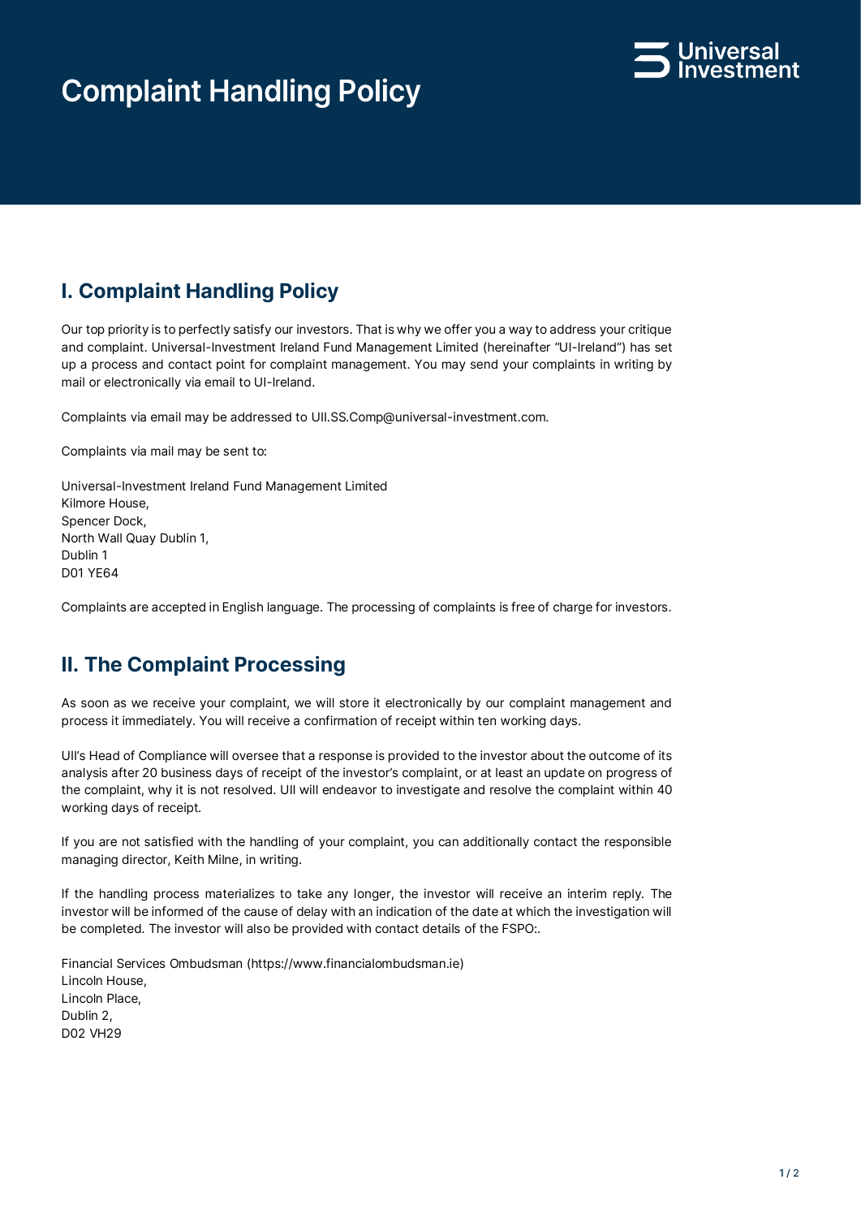# Complaint Handling Policy

## I. Complaint Handling Policy

Our top priority is to perfectly satisfy our investors. That is why we offer you a way to address your critique and complaint. Universal-Investment Ireland Fund Management Limited (hereinafter "UI-Ireland") has set up a process and contact point for complaint management. You may send your complaints in writing by mail or electronically via email to UI-Ireland.

Complaints via email may be addressed to UII.SS.Comp@universal-investment.com.

Complaints via mail may be sent to:

Universal-Investment Ireland Fund Management Limited
Kilmore House,
Spencer Dock,
North Wall Quay Dublin 1,
Dublin 1
D01 YE64

Complaints are accepted in English language. The processing of complaints is free of charge for investors.

## II. The Complaint Processing

As soon as we receive your complaint, we will store it electronically by our complaint management and process it immediately. You will receive a confirmation of receipt within ten working days.

UII's Head of Compliance will oversee that a response is provided to the investor about the outcome of its analysis after 20 business days of receipt of the investor's complaint, or at least an update on progress of the complaint, why it is not resolved. UII will endeavor to investigate and resolve the complaint within 40 working days of receipt.

If you are not satisfied with the handling of your complaint, you can additionally contact the responsible managing director, Keith Milne, in writing.

If the handling process materializes to take any longer, the investor will receive an interim reply. The investor will be informed of the cause of delay with an indication of the date at which the investigation will be completed. The investor will also be provided with contact details of the FSPO:.

Financial Services Ombudsman (https://www.financialombudsman.ie)
Lincoln House,
Lincoln Place,
Dublin 2,
D02 VH29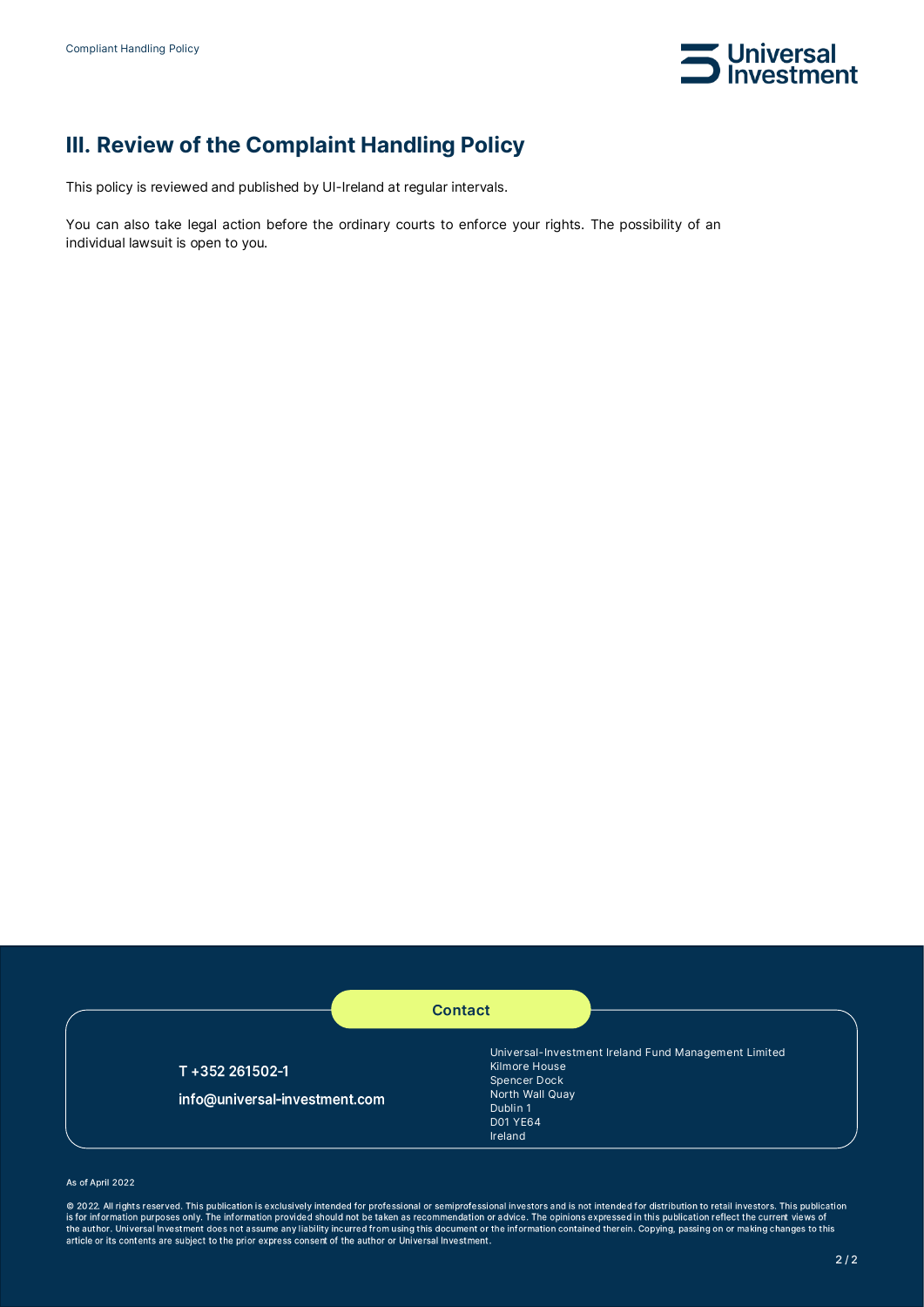## III. Review of the Complaint Handling Policy

This policy is reviewed and published by UI-Ireland at regular intervals.

You can also take legal action before the ordinary courts to enforce your rights. The possibility of an individual lawsuit is open to you.

**Contact**

**T +352 261502-1**

**info@universal-investment.com**

Universal-Investment Ireland Fund Management Limited
Kilmore House
Spencer Dock
North Wall Quay
Dublin 1
D01 YE64
Ireland

As of April 2022

© 2022. All rights reserved. This publication is exclusively intended for professional or semiprofessional investors and is not intended for distribution to retail investors. This publication is for information purposes only. The information provided should not be taken as recommendation or advice. The opinions expressed in this publication reflect the current views of the author. Universal Investment does not assume any liability incurred from using this document or the information contained therein. Copying, passing on or making changes to this article or its contents are subject to the prior express consent of the author or Universal Investment.